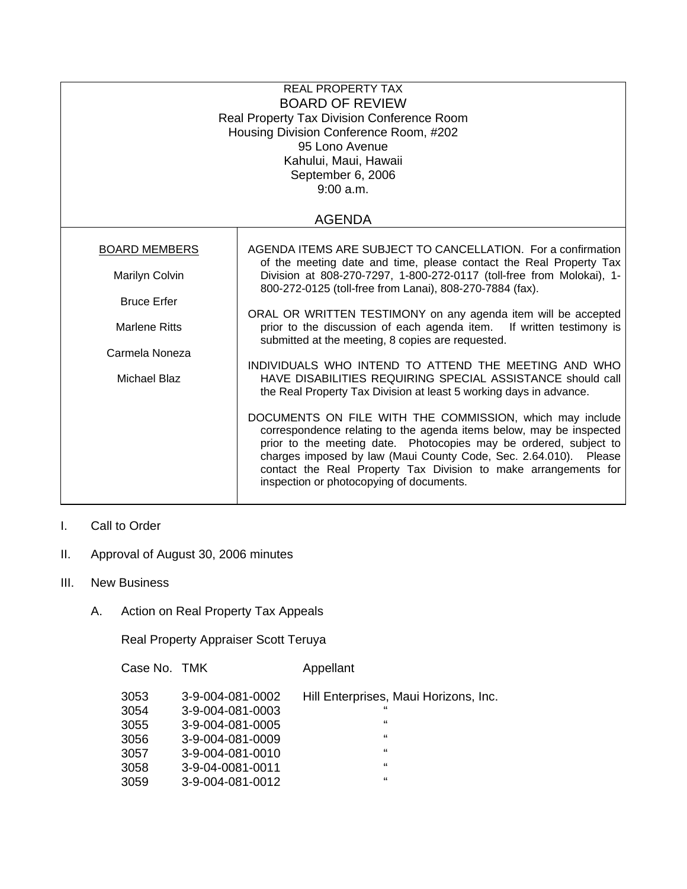REAL PROPERTY TAX

# BOARD OF REVIEW

Real Property Tax Division Conference Room
Housing Division Conference Room, #202
95 Lono Avenue
Kahului, Maui, Hawaii
September 6, 2006
9:00 a.m.

## AGENDA

**BOARD MEMBERS**

Marilyn Colvin

Bruce Erfer

Marlene Ritts

Carmela Noneza

Michael Blaz

AGENDA ITEMS ARE SUBJECT TO CANCELLATION. For a confirmation of the meeting date and time, please contact the Real Property Tax Division at 808-270-7297, 1-800-272-0117 (toll-free from Molokai), 1-800-272-0125 (toll-free from Lanai), 808-270-7884 (fax).

ORAL OR WRITTEN TESTIMONY on any agenda item will be accepted prior to the discussion of each agenda item. If written testimony is submitted at the meeting, 8 copies are requested.

INDIVIDUALS WHO INTEND TO ATTEND THE MEETING AND WHO HAVE DISABILITIES REQUIRING SPECIAL ASSISTANCE should call the Real Property Tax Division at least 5 working days in advance.

DOCUMENTS ON FILE WITH THE COMMISSION, which may include correspondence relating to the agenda items below, may be inspected prior to the meeting date. Photocopies may be ordered, subject to charges imposed by law (Maui County Code, Sec. 2.64.010). Please contact the Real Property Tax Division to make arrangements for inspection or photocopying of documents.

I. Call to Order

II. Approval of August 30, 2006 minutes

III. New Business

A. Action on Real Property Tax Appeals

Real Property Appraiser Scott Teruya

| Case No. | TMK | Appellant |
|---|---|---|
| 3053 | 3-9-004-081-0002 | Hill Enterprises, Maui Horizons, Inc. |
| 3054 | 3-9-004-081-0003 | " |
| 3055 | 3-9-004-081-0005 | " |
| 3056 | 3-9-004-081-0009 | " |
| 3057 | 3-9-004-081-0010 | " |
| 3058 | 3-9-04-0081-0011 | " |
| 3059 | 3-9-004-081-0012 | " |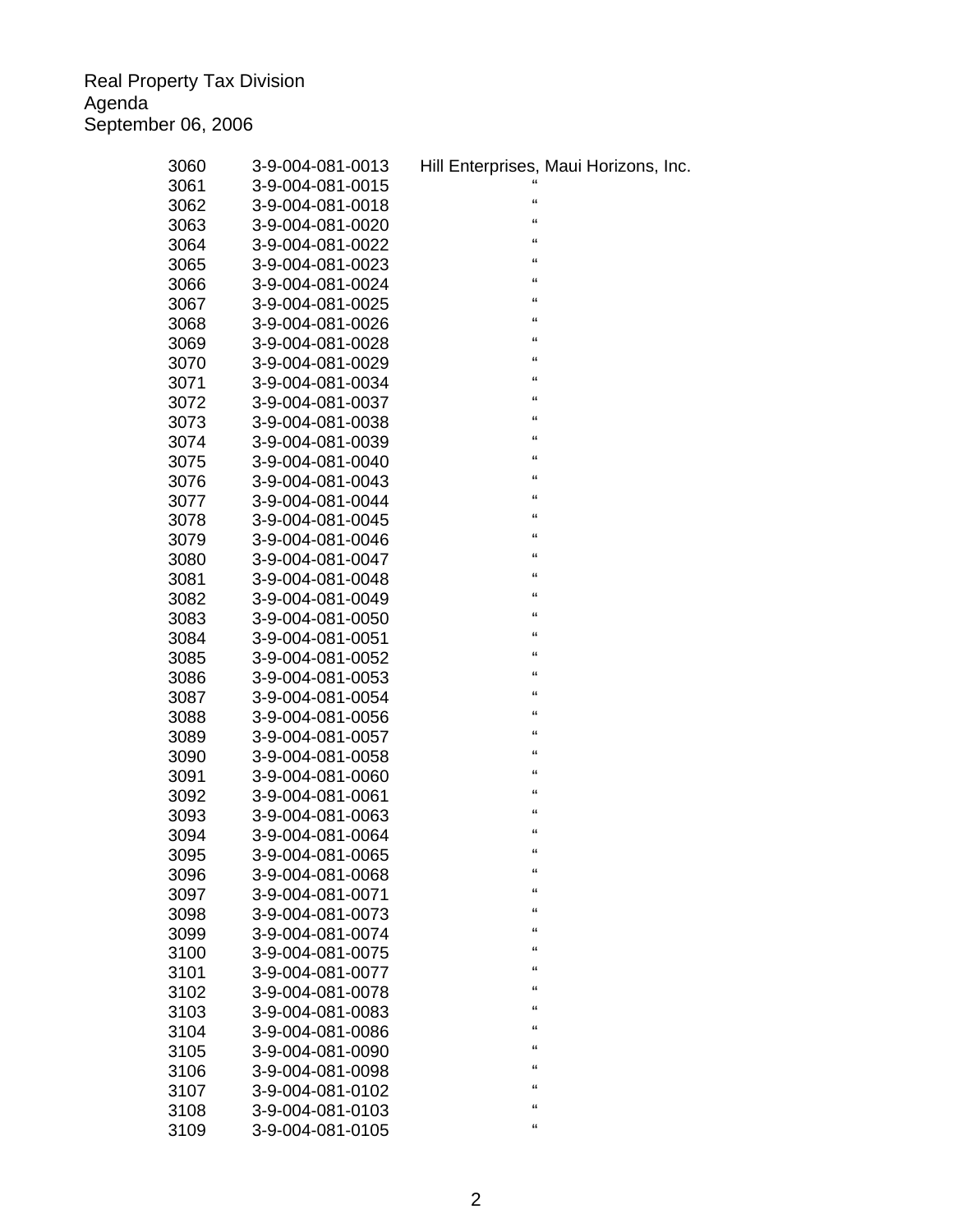Real Property Tax Division
Agenda
September 06, 2006

| | | |
|---|---|---|
| 3060 | 3-9-004-081-0013 | Hill Enterprises, Maui Horizons, Inc. |
| 3061 | 3-9-004-081-0015 | " |
| 3062 | 3-9-004-081-0018 | " |
| 3063 | 3-9-004-081-0020 | " |
| 3064 | 3-9-004-081-0022 | " |
| 3065 | 3-9-004-081-0023 | " |
| 3066 | 3-9-004-081-0024 | " |
| 3067 | 3-9-004-081-0025 | " |
| 3068 | 3-9-004-081-0026 | " |
| 3069 | 3-9-004-081-0028 | " |
| 3070 | 3-9-004-081-0029 | " |
| 3071 | 3-9-004-081-0034 | " |
| 3072 | 3-9-004-081-0037 | " |
| 3073 | 3-9-004-081-0038 | " |
| 3074 | 3-9-004-081-0039 | " |
| 3075 | 3-9-004-081-0040 | " |
| 3076 | 3-9-004-081-0043 | " |
| 3077 | 3-9-004-081-0044 | " |
| 3078 | 3-9-004-081-0045 | " |
| 3079 | 3-9-004-081-0046 | " |
| 3080 | 3-9-004-081-0047 | " |
| 3081 | 3-9-004-081-0048 | " |
| 3082 | 3-9-004-081-0049 | " |
| 3083 | 3-9-004-081-0050 | " |
| 3084 | 3-9-004-081-0051 | " |
| 3085 | 3-9-004-081-0052 | " |
| 3086 | 3-9-004-081-0053 | " |
| 3087 | 3-9-004-081-0054 | " |
| 3088 | 3-9-004-081-0056 | " |
| 3089 | 3-9-004-081-0057 | " |
| 3090 | 3-9-004-081-0058 | " |
| 3091 | 3-9-004-081-0060 | " |
| 3092 | 3-9-004-081-0061 | " |
| 3093 | 3-9-004-081-0063 | " |
| 3094 | 3-9-004-081-0064 | " |
| 3095 | 3-9-004-081-0065 | " |
| 3096 | 3-9-004-081-0068 | " |
| 3097 | 3-9-004-081-0071 | " |
| 3098 | 3-9-004-081-0073 | " |
| 3099 | 3-9-004-081-0074 | " |
| 3100 | 3-9-004-081-0075 | " |
| 3101 | 3-9-004-081-0077 | " |
| 3102 | 3-9-004-081-0078 | " |
| 3103 | 3-9-004-081-0083 | " |
| 3104 | 3-9-004-081-0086 | " |
| 3105 | 3-9-004-081-0090 | " |
| 3106 | 3-9-004-081-0098 | " |
| 3107 | 3-9-004-081-0102 | " |
| 3108 | 3-9-004-081-0103 | " |
| 3109 | 3-9-004-081-0105 | " |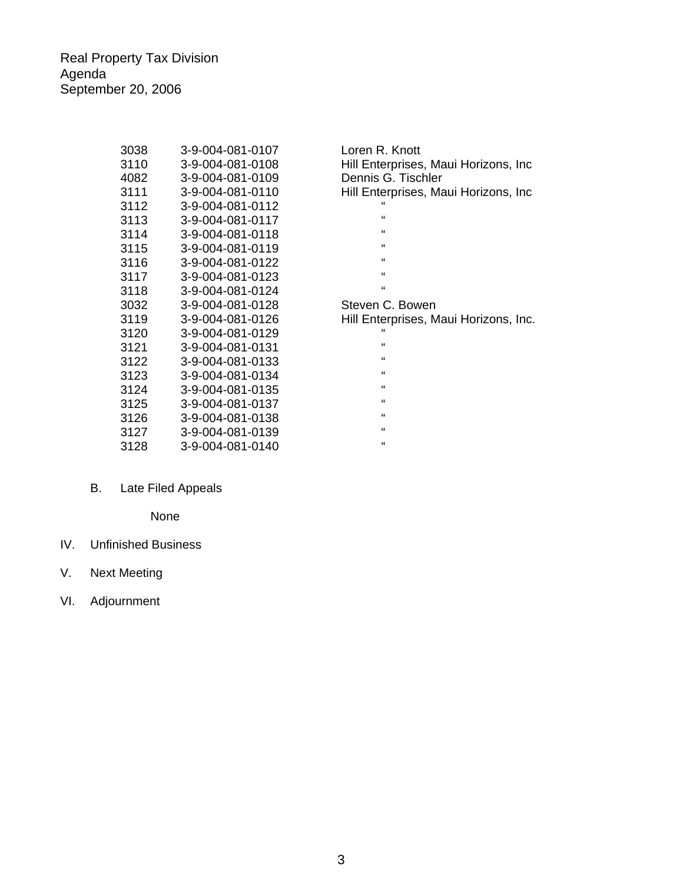Real Property Tax Division
Agenda
September 20, 2006

| | | |
|---|---|---|
| 3038 | 3-9-004-081-0107 | Loren R. Knott |
| 3110 | 3-9-004-081-0108 | Hill Enterprises, Maui Horizons, Inc |
| 4082 | 3-9-004-081-0109 | Dennis G. Tischler |
| 3111 | 3-9-004-081-0110 | Hill Enterprises, Maui Horizons, Inc |
| 3112 | 3-9-004-081-0112 | “ |
| 3113 | 3-9-004-081-0117 | “ |
| 3114 | 3-9-004-081-0118 | “ |
| 3115 | 3-9-004-081-0119 | “ |
| 3116 | 3-9-004-081-0122 | “ |
| 3117 | 3-9-004-081-0123 | “ |
| 3118 | 3-9-004-081-0124 | “ |
| 3032 | 3-9-004-081-0128 | Steven C. Bowen |
| 3119 | 3-9-004-081-0126 | Hill Enterprises, Maui Horizons, Inc. |
| 3120 | 3-9-004-081-0129 | “ |
| 3121 | 3-9-004-081-0131 | “ |
| 3122 | 3-9-004-081-0133 | “ |
| 3123 | 3-9-004-081-0134 | “ |
| 3124 | 3-9-004-081-0135 | “ |
| 3125 | 3-9-004-081-0137 | “ |
| 3126 | 3-9-004-081-0138 | “ |
| 3127 | 3-9-004-081-0139 | “ |
| 3128 | 3-9-004-081-0140 | “ |

B. Late Filed Appeals

None

IV. Unfinished Business

V. Next Meeting

VI. Adjournment